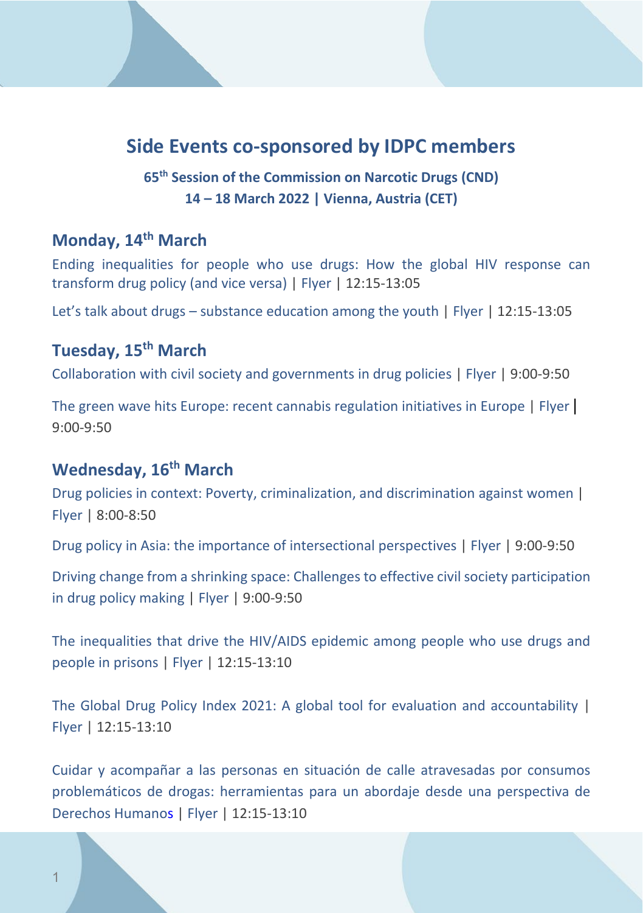# Side Events co-sponsored by IDPC members

**65th Session of the Commission on Narcotic Drugs (CND)**
**14 – 18 March 2022 | Vienna, Austria (CET)**

## Monday, 14th March

Ending inequalities for people who use drugs: How the global HIV response can transform drug policy (and vice versa) | Flyer | 12:15-13:05

Let's talk about drugs – substance education among the youth | Flyer | 12:15-13:05

## Tuesday, 15th March

Collaboration with civil society and governments in drug policies | Flyer | 9:00-9:50

The green wave hits Europe: recent cannabis regulation initiatives in Europe | Flyer | 9:00-9:50

## Wednesday, 16th March

Drug policies in context: Poverty, criminalization, and discrimination against women | Flyer | 8:00-8:50

Drug policy in Asia: the importance of intersectional perspectives | Flyer | 9:00-9:50

Driving change from a shrinking space: Challenges to effective civil society participation in drug policy making | Flyer | 9:00-9:50

The inequalities that drive the HIV/AIDS epidemic among people who use drugs and people in prisons | Flyer | 12:15-13:10

The Global Drug Policy Index 2021: A global tool for evaluation and accountability | Flyer | 12:15-13:10

Cuidar y acompañar a las personas en situación de calle atravesadas por consumos problemáticos de drogas: herramientas para un abordaje desde una perspectiva de Derechos Humanos | Flyer | 12:15-13:10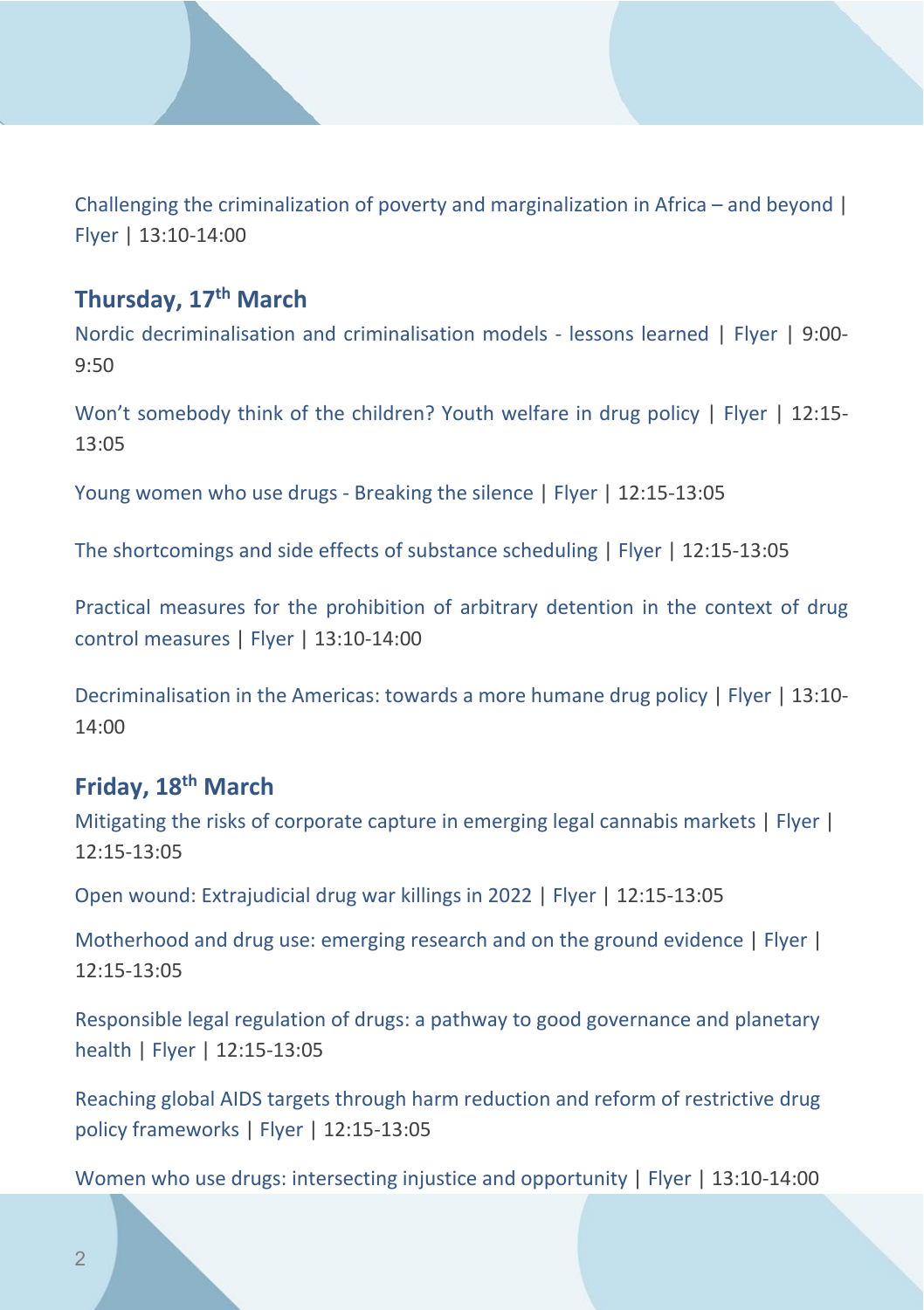Challenging the criminalization of poverty and marginalization in Africa – and beyond | Flyer | 13:10-14:00

## Thursday, 17th March

Nordic decriminalisation and criminalisation models - lessons learned | Flyer | 9:00-9:50

Won't somebody think of the children? Youth welfare in drug policy | Flyer | 12:15-13:05

Young women who use drugs - Breaking the silence | Flyer | 12:15-13:05

The shortcomings and side effects of substance scheduling | Flyer | 12:15-13:05

Practical measures for the prohibition of arbitrary detention in the context of drug control measures | Flyer | 13:10-14:00

Decriminalisation in the Americas: towards a more humane drug policy | Flyer | 13:10-14:00

## Friday, 18th March

Mitigating the risks of corporate capture in emerging legal cannabis markets | Flyer | 12:15-13:05

Open wound: Extrajudicial drug war killings in 2022 | Flyer | 12:15-13:05

Motherhood and drug use: emerging research and on the ground evidence | Flyer | 12:15-13:05

Responsible legal regulation of drugs: a pathway to good governance and planetary health | Flyer | 12:15-13:05

Reaching global AIDS targets through harm reduction and reform of restrictive drug policy frameworks | Flyer | 12:15-13:05

Women who use drugs: intersecting injustice and opportunity | Flyer | 13:10-14:00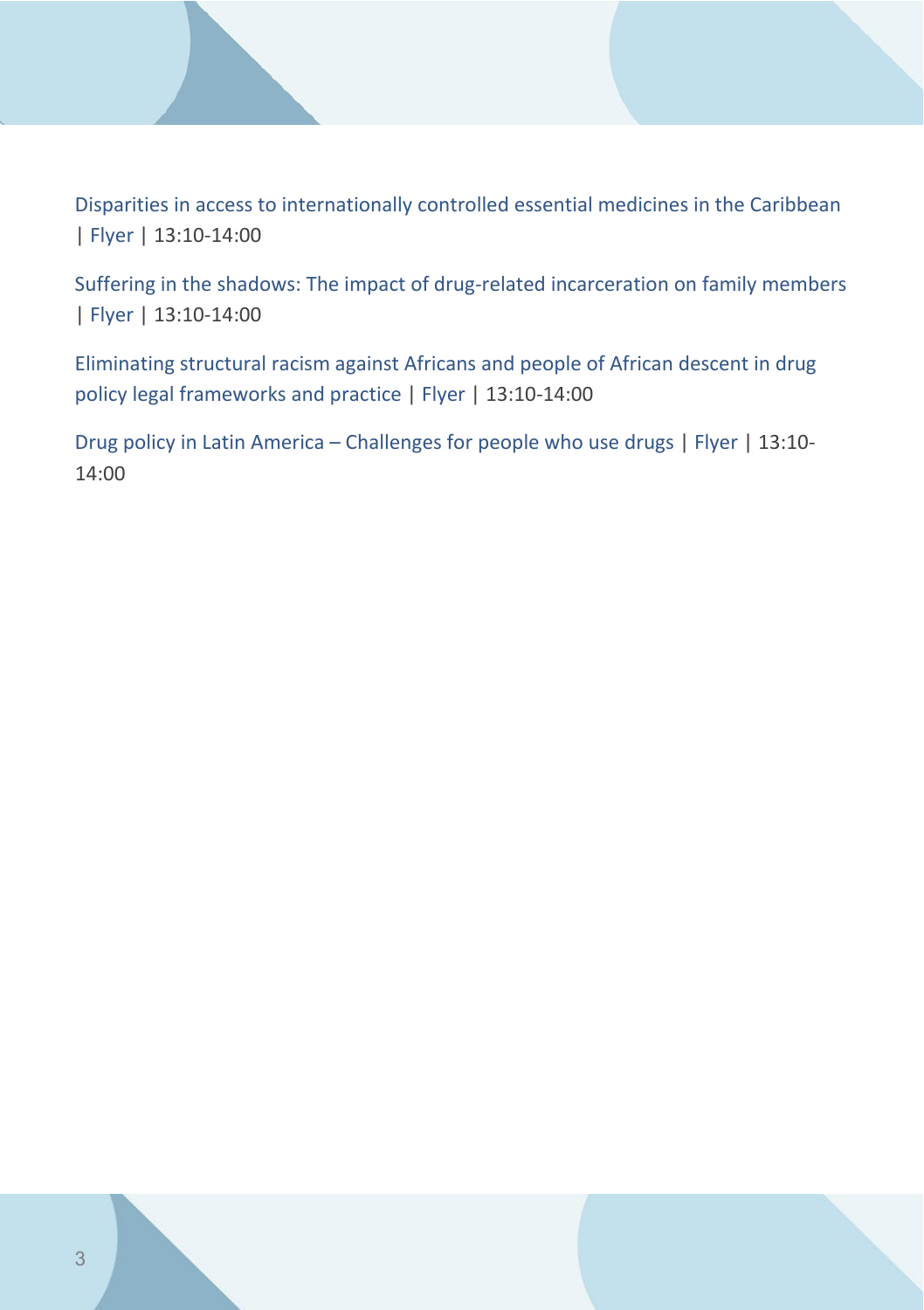Disparities in access to internationally controlled essential medicines in the Caribbean | Flyer | 13:10-14:00

Suffering in the shadows: The impact of drug-related incarceration on family members | Flyer | 13:10-14:00

Eliminating structural racism against Africans and people of African descent in drug policy legal frameworks and practice | Flyer | 13:10-14:00

Drug policy in Latin America – Challenges for people who use drugs | Flyer | 13:10-14:00